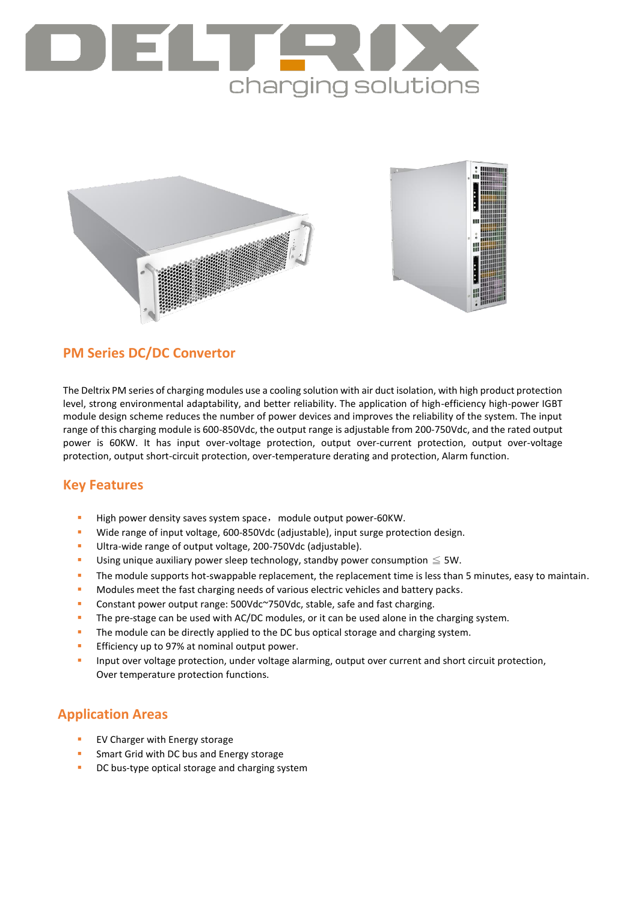DELTRIX charging solutions

## PM Series DC/DC Convertor

The Deltrix PM series of charging modules use a cooling solution with air duct isolation, with high product protection level, strong environmental adaptability, and better reliability. The application of high-efficiency high-power IGBT module design scheme reduces the number of power devices and improves the reliability of the system. The input range of this charging module is 600-850Vdc, the output range is adjustable from 200-750Vdc, and the rated output power is 60KW. It has input over-voltage protection, output over-current protection, output over-voltage protection, output short-circuit protection, over-temperature derating and protection, Alarm function.

## Key Features

- High power density saves system space， module output power-60KW.
- Wide range of input voltage, 600-850Vdc (adjustable), input surge protection design.
- Ultra-wide range of output voltage, 200-750Vdc (adjustable).
- Using unique auxiliary power sleep technology, standby power consumption ≦ 5W.
- The module supports hot-swappable replacement, the replacement time is less than 5 minutes, easy to maintain.
- Modules meet the fast charging needs of various electric vehicles and battery packs.
- Constant power output range: 500Vdc~750Vdc, stable, safe and fast charging.
- The pre-stage can be used with AC/DC modules, or it can be used alone in the charging system.
- The module can be directly applied to the DC bus optical storage and charging system.
- Efficiency up to 97% at nominal output power.
- Input over voltage protection, under voltage alarming, output over current and short circuit protection, Over temperature protection functions.

## Application Areas

- EV Charger with Energy storage
- Smart Grid with DC bus and Energy storage
- DC bus-type optical storage and charging system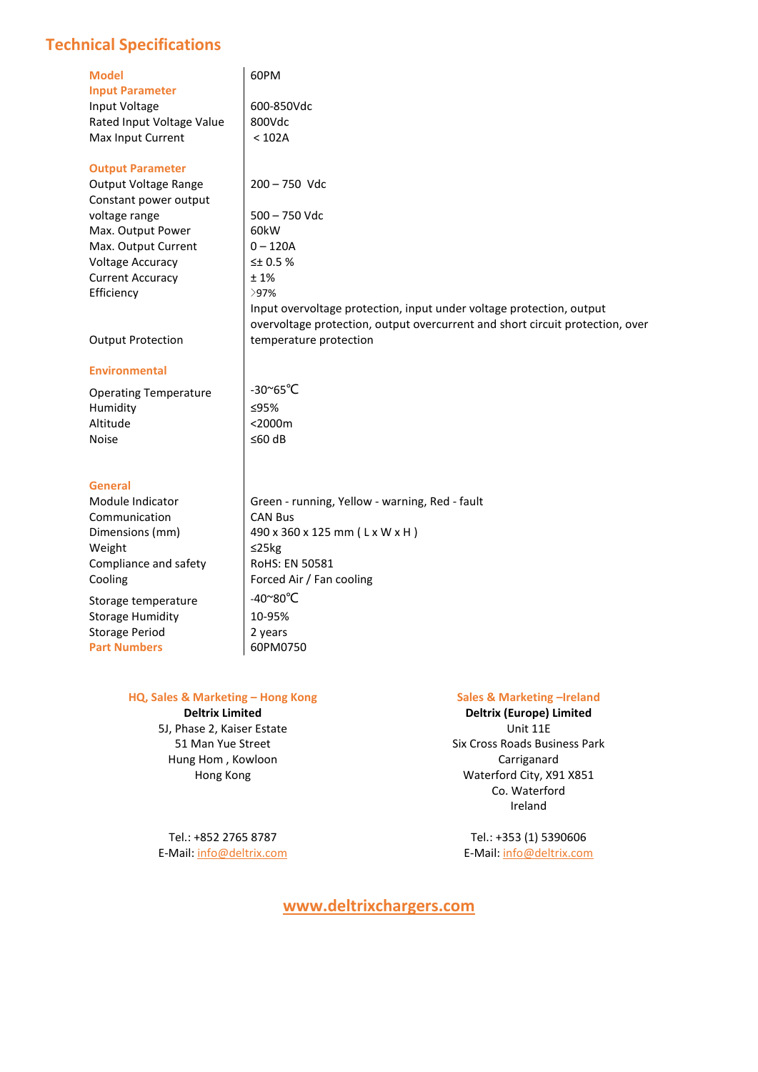## Technical Specifications

| | |
|---|---|
| **Model** | 60PM |
| **Input Parameter** | |
| Input Voltage | 600-850Vdc |
| Rated Input Voltage Value | 800Vdc |
| Max Input Current | < 102A |
| **Output Parameter** | |
| Output Voltage Range | 200 – 750 Vdc |
| Constant power output voltage range | 500 – 750 Vdc |
| Max. Output Power | 60kW |
| Max. Output Current | 0 – 120A |
| Voltage Accuracy | ≤± 0.5 % |
| Current Accuracy | ± 1% |
| Efficiency | ﹥97% |
| Output Protection | Input overvoltage protection, input under voltage protection, output overvoltage protection, output overcurrent and short circuit protection, over temperature protection |
| **Environmental** | |
| Operating Temperature | -30~65℃ |
| Humidity | ≤95% |
| Altitude | <2000m |
| Noise | ≤60 dB |
| **General** | |
| Module Indicator | Green - running, Yellow - warning, Red - fault |
| Communication | CAN Bus |
| Dimensions (mm) | 490 x 360 x 125 mm ( L x W x H ) |
| Weight | ≤25kg |
| Compliance and safety | RoHS: EN 50581 |
| Cooling | Forced Air / Fan cooling |
| Storage temperature | -40~80℃ |
| Storage Humidity | 10-95% |
| Storage Period | 2 years |
| **Part Numbers** | 60PM0750 |

**HQ, Sales & Marketing – Hong Kong**

**Deltrix Limited**
5J, Phase 2, Kaiser Estate
51 Man Yue Street
Hung Hom , Kowloon
Hong Kong

Tel.: +852 2765 8787
E-Mail: info@deltrix.com

**Sales & Marketing –Ireland**

**Deltrix (Europe) Limited**
Unit 11E
Six Cross Roads Business Park
Carriganard
Waterford City, X91 X851
Co. Waterford
Ireland

Tel.: +353 (1) 5390606
E-Mail: info@deltrix.com

**www.deltrixchargers.com**